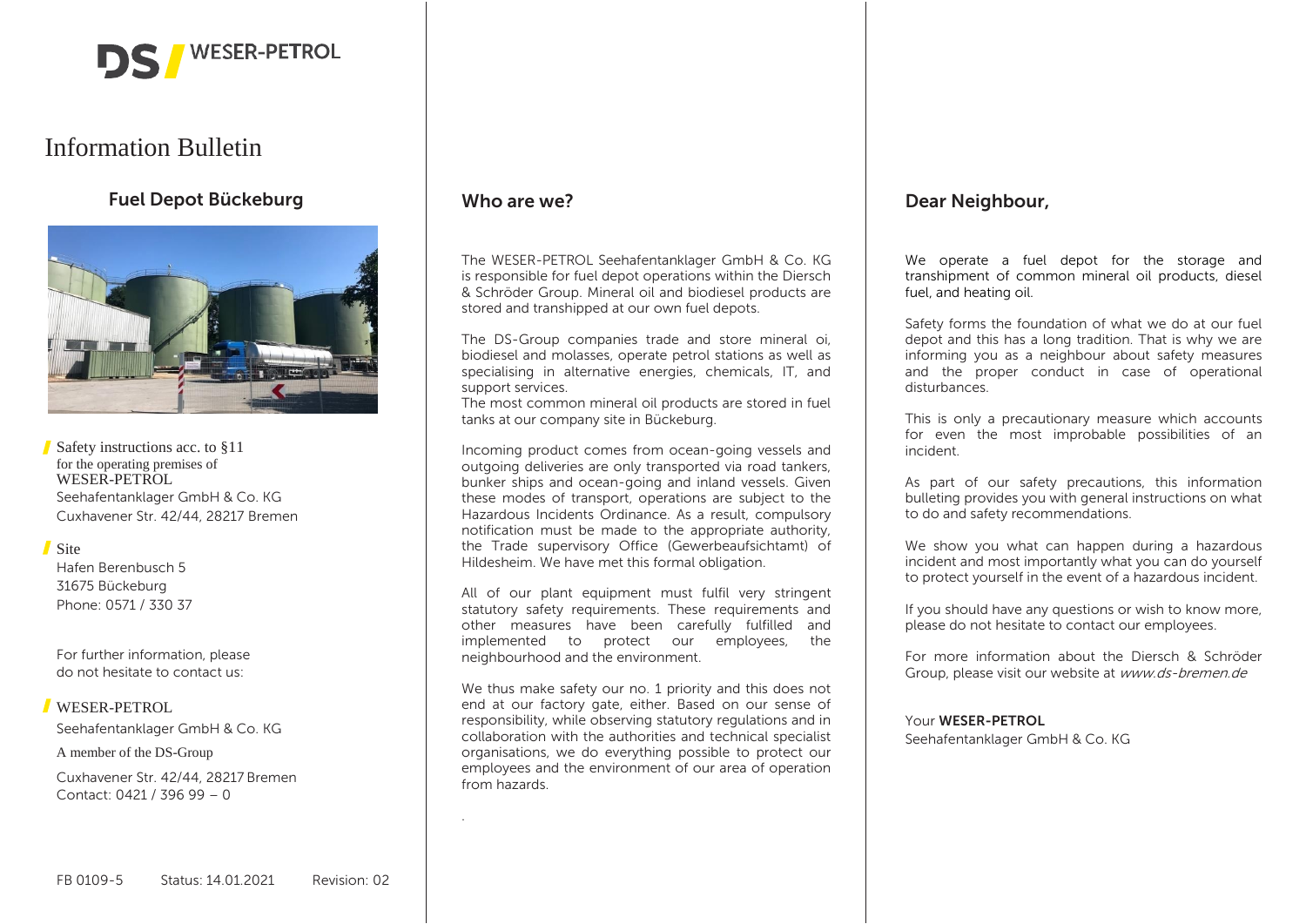DS / WESER-PETROL

# Information Bulletin

## Fuel Depot Bückeburg

Safety instructions acc. to §11
for the operating premises of
WESER-PETROL
Seehafentanklager GmbH & Co. KG
Cuxhavener Str. 42/44, 28217 Bremen

Site
Hafen Berenbusch 5
31675 Bückeburg
Phone: 0571 / 330 37

For further information, please
do not hesitate to contact us:

WESER-PETROL
Seehafentanklager GmbH & Co. KG
A member of the DS-Group
Cuxhavener Str. 42/44, 28217 Bremen
Contact: 0421 / 396 99 – 0

FB 0109-5 Status: 14.01.2021 Revision: 02

## Who are we?

The WESER-PETROL Seehafentanklager GmbH & Co. KG is responsible for fuel depot operations within the Diersch & Schröder Group. Mineral oil and biodiesel products are stored and transhipped at our own fuel depots.

The DS-Group companies trade and store mineral oi, biodiesel and molasses, operate petrol stations as well as specialising in alternative energies, chemicals, IT, and support services.
The most common mineral oil products are stored in fuel tanks at our company site in Bückeburg.

Incoming product comes from ocean-going vessels and outgoing deliveries are only transported via road tankers, bunker ships and ocean-going and inland vessels. Given these modes of transport, operations are subject to the Hazardous Incidents Ordinance. As a result, compulsory notification must be made to the appropriate authority, the Trade supervisory Office (Gewerbeaufsichtamt) of Hildesheim. We have met this formal obligation.

All of our plant equipment must fulfil very stringent statutory safety requirements. These requirements and other measures have been carefully fulfilled and implemented to protect our employees, the neighbourhood and the environment.

We thus make safety our no. 1 priority and this does not end at our factory gate, either. Based on our sense of responsibility, while observing statutory regulations and in collaboration with the authorities and technical specialist organisations, we do everything possible to protect our employees and the environment of our area of operation from hazards.

## Dear Neighbour,

We operate a fuel depot for the storage and transhipment of common mineral oil products, diesel fuel, and heating oil.

Safety forms the foundation of what we do at our fuel depot and this has a long tradition. That is why we are informing you as a neighbour about safety measures and the proper conduct in case of operational disturbances.

This is only a precautionary measure which accounts for even the most improbable possibilities of an incident.

As part of our safety precautions, this information bulleting provides you with general instructions on what to do and safety recommendations.

We show you what can happen during a hazardous incident and most importantly what you can do yourself to protect yourself in the event of a hazardous incident.

If you should have any questions or wish to know more, please do not hesitate to contact our employees.

For more information about the Diersch & Schröder Group, please visit our website at *www.ds-bremen.de*

Your **WESER-PETROL**
Seehafentanklager GmbH & Co. KG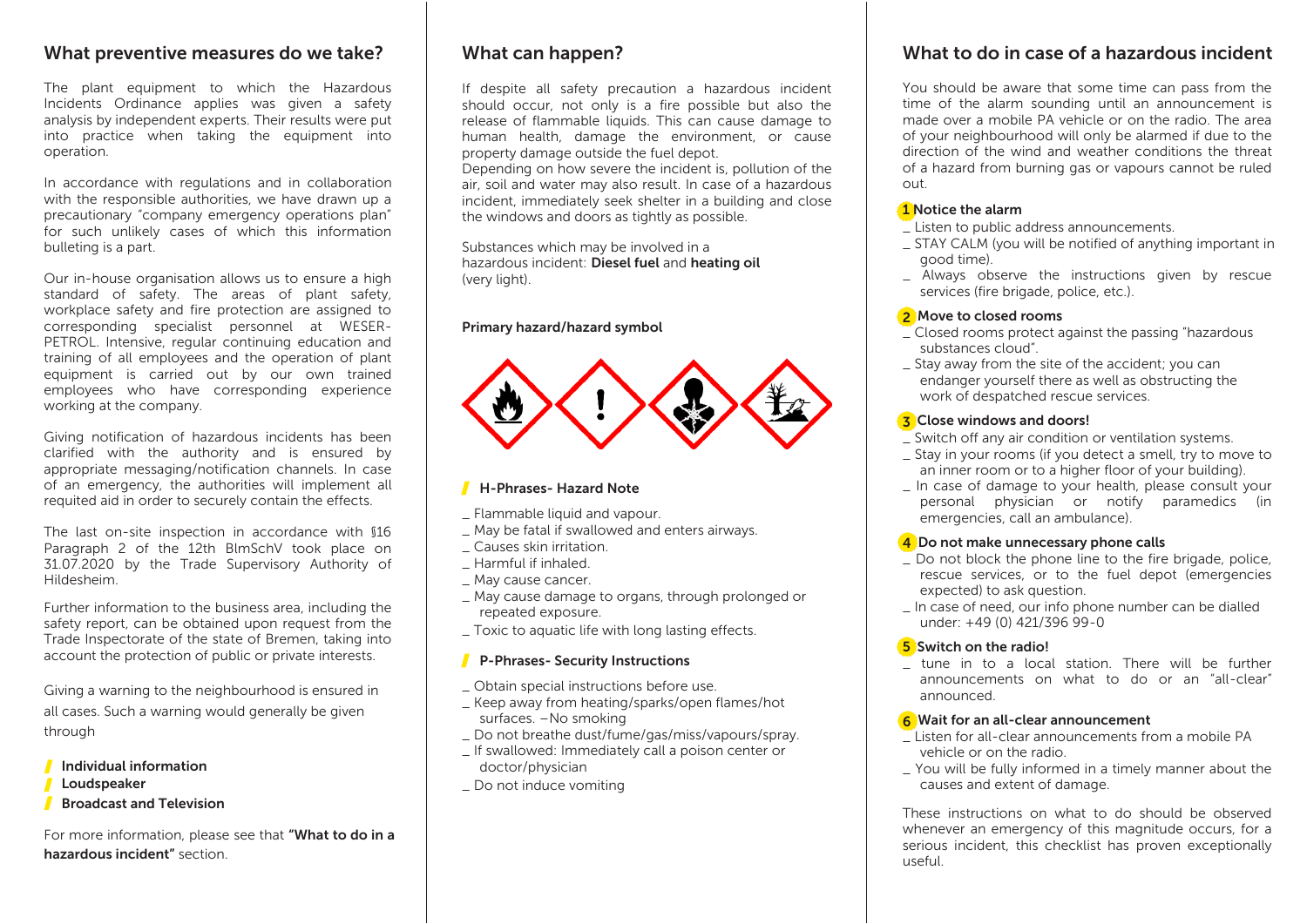## What preventive measures do we take?

The plant equipment to which the Hazardous Incidents Ordinance applies was given a safety analysis by independent experts. Their results were put into practice when taking the equipment into operation.

In accordance with regulations and in collaboration with the responsible authorities, we have drawn up a precautionary "company emergency operations plan" for such unlikely cases of which this information bulleting is a part.

Our in-house organisation allows us to ensure a high standard of safety. The areas of plant safety, workplace safety and fire protection are assigned to corresponding specialist personnel at WESER-PETROL. Intensive, regular continuing education and training of all employees and the operation of plant equipment is carried out by our own trained employees who have corresponding experience working at the company.

Giving notification of hazardous incidents has been clarified with the authority and is ensured by appropriate messaging/notification channels. In case of an emergency, the authorities will implement all requited aid in order to securely contain the effects.

The last on-site inspection in accordance with §16 Paragraph 2 of the 12th BImSchV took place on 31.07.2020 by the Trade Supervisory Authority of Hildesheim.

Further information to the business area, including the safety report, can be obtained upon request from the Trade Inspectorate of the state of Bremen, taking into account the protection of public or private interests.

Giving a warning to the neighbourhood is ensured in all cases. Such a warning would generally be given through

- **Individual information**
- **Loudspeaker**
- **Broadcast and Television**

For more information, please see that **"What to do in a hazardous incident"** section.

## What can happen?

If despite all safety precaution a hazardous incident should occur, not only is a fire possible but also the release of flammable liquids. This can cause damage to human health, damage the environment, or cause property damage outside the fuel depot.
Depending on how severe the incident is, pollution of the air, soil and water may also result. In case of a hazardous incident, immediately seek shelter in a building and close the windows and doors as tightly as possible.

Substances which may be involved in a hazardous incident: **Diesel fuel** and **heating oil** (very light).

**Primary hazard/hazard symbol**

### H-Phrases- Hazard Note

_ Flammable liquid and vapour.
_ May be fatal if swallowed and enters airways.
_ Causes skin irritation.
_ Harmful if inhaled.
_ May cause cancer.
_ May cause damage to organs, through prolonged or repeated exposure.
_ Toxic to aquatic life with long lasting effects.

### P-Phrases- Security Instructions

_ Obtain special instructions before use.
_ Keep away from heating/sparks/open flames/hot surfaces. –No smoking
_ Do not breathe dust/fume/gas/miss/vapours/spray.
_ If swallowed: Immediately call a poison center or doctor/physician
_ Do not induce vomiting

## What to do in case of a hazardous incident

You should be aware that some time can pass from the time of the alarm sounding until an announcement is made over a mobile PA vehicle or on the radio. The area of your neighbourhood will only be alarmed if due to the direction of the wind and weather conditions the threat of a hazard from burning gas or vapours cannot be ruled out.

### 1 Notice the alarm

_ Listen to public address announcements.
_ STAY CALM (you will be notified of anything important in good time).
_ Always observe the instructions given by rescue services (fire brigade, police, etc.).

### 2 Move to closed rooms

_ Closed rooms protect against the passing "hazardous substances cloud".
_ Stay away from the site of the accident; you can endanger yourself there as well as obstructing the work of despatched rescue services.

### 3 Close windows and doors!

_ Switch off any air condition or ventilation systems.
_ Stay in your rooms (if you detect a smell, try to move to an inner room or to a higher floor of your building).
_ In case of damage to your health, please consult your personal physician or notify paramedics (in emergencies, call an ambulance).

### 4 Do not make unnecessary phone calls

_ Do not block the phone line to the fire brigade, police, rescue services, or to the fuel depot (emergencies expected) to ask question.
_ In case of need, our info phone number can be dialled under: +49 (0) 421/396 99-0

### 5 Switch on the radio!

_ tune in to a local station. There will be further announcements on what to do or an "all-clear" announced.

### 6 Wait for an all-clear announcement

_ Listen for all-clear announcements from a mobile PA vehicle or on the radio.
_ You will be fully informed in a timely manner about the causes and extent of damage.

These instructions on what to do should be observed whenever an emergency of this magnitude occurs, for a serious incident, this checklist has proven exceptionally useful.